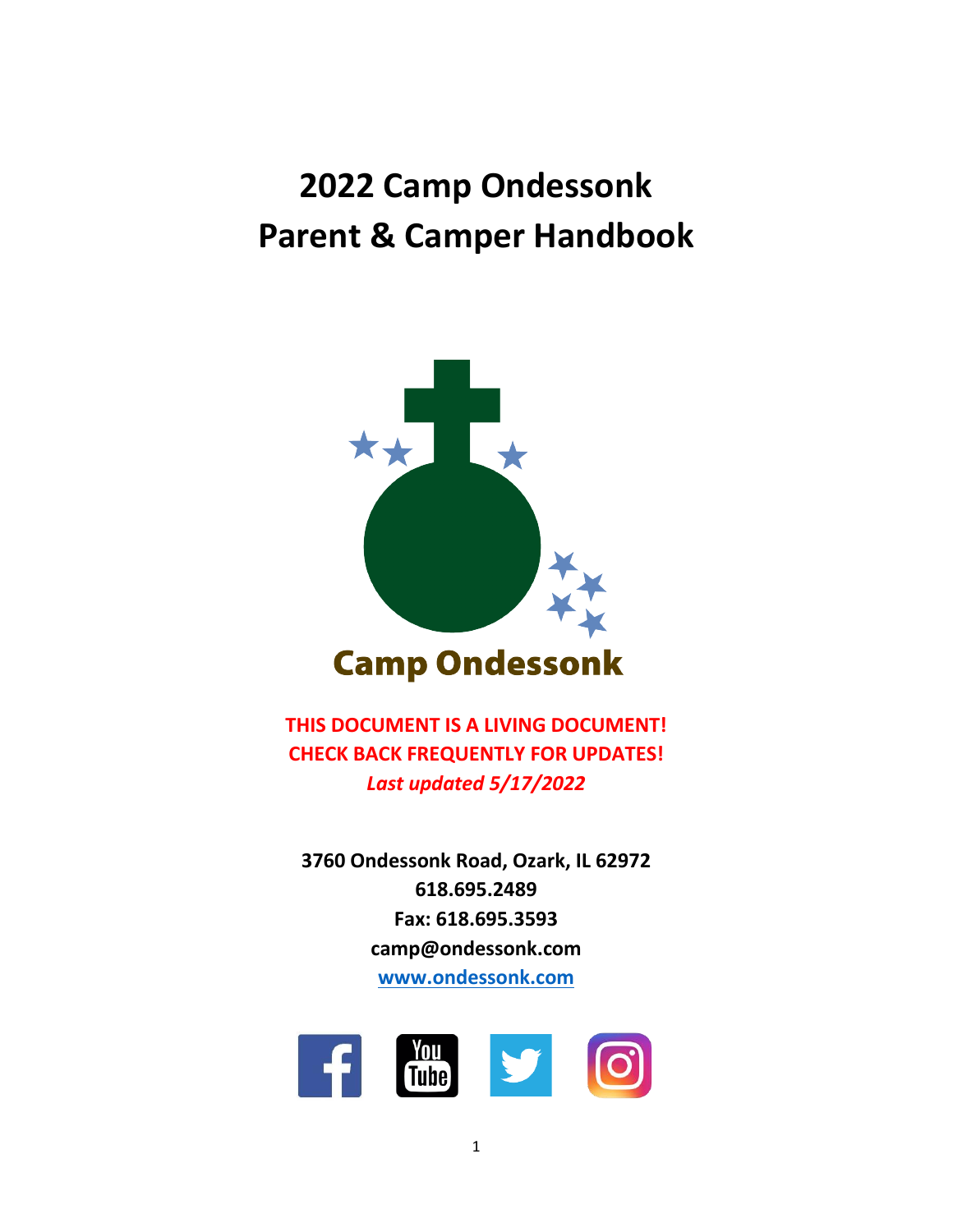# 2022 Camp Ondessonk Parent & Camper Handbook

Camp Ondessonk

**THIS DOCUMENT IS A LIVING DOCUMENT!**
**CHECK BACK FREQUENTLY FOR UPDATES!**
***Last updated 5/17/2022***

**3760 Ondessonk Road, Ozark, IL 62972**
**618.695.2489**
**Fax: 618.695.3593**
**camp@ondessonk.com**
**www.ondessonk.com**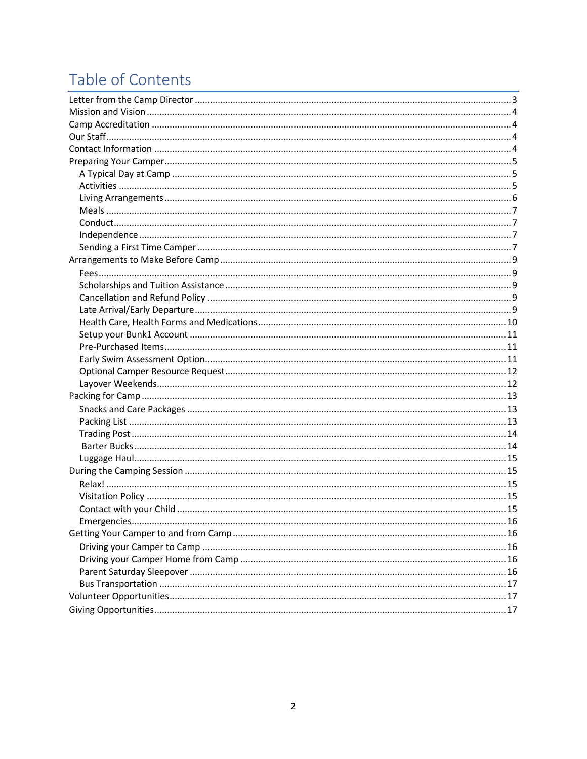# Table of Contents

- Letter from the Camp Director ... 3
- Mission and Vision ... 4
- Camp Accreditation ... 4
- Our Staff ... 4
- Contact Information ... 4
- Preparing Your Camper ... 5
  - A Typical Day at Camp ... 5
  - Activities ... 5
  - Living Arrangements ... 6
  - Meals ... 7
  - Conduct ... 7
  - Independence ... 7
  - Sending a First Time Camper ... 7
- Arrangements to Make Before Camp ... 9
  - Fees ... 9
  - Scholarships and Tuition Assistance ... 9
  - Cancellation and Refund Policy ... 9
  - Late Arrival/Early Departure ... 9
  - Health Care, Health Forms and Medications ... 10
  - Setup your Bunk1 Account ... 11
  - Pre-Purchased Items ... 11
  - Early Swim Assessment Option ... 11
  - Optional Camper Resource Request ... 12
  - Layover Weekends ... 12
- Packing for Camp ... 13
  - Snacks and Care Packages ... 13
  - Packing List ... 13
  - Trading Post ... 14
  - Barter Bucks ... 14
  - Luggage Haul ... 15
- During the Camping Session ... 15
  - Relax! ... 15
  - Visitation Policy ... 15
  - Contact with your Child ... 15
  - Emergencies ... 16
- Getting Your Camper to and from Camp ... 16
  - Driving your Camper to Camp ... 16
  - Driving your Camper Home from Camp ... 16
  - Parent Saturday Sleepover ... 16
  - Bus Transportation ... 17
- Volunteer Opportunities ... 17
- Giving Opportunities ... 17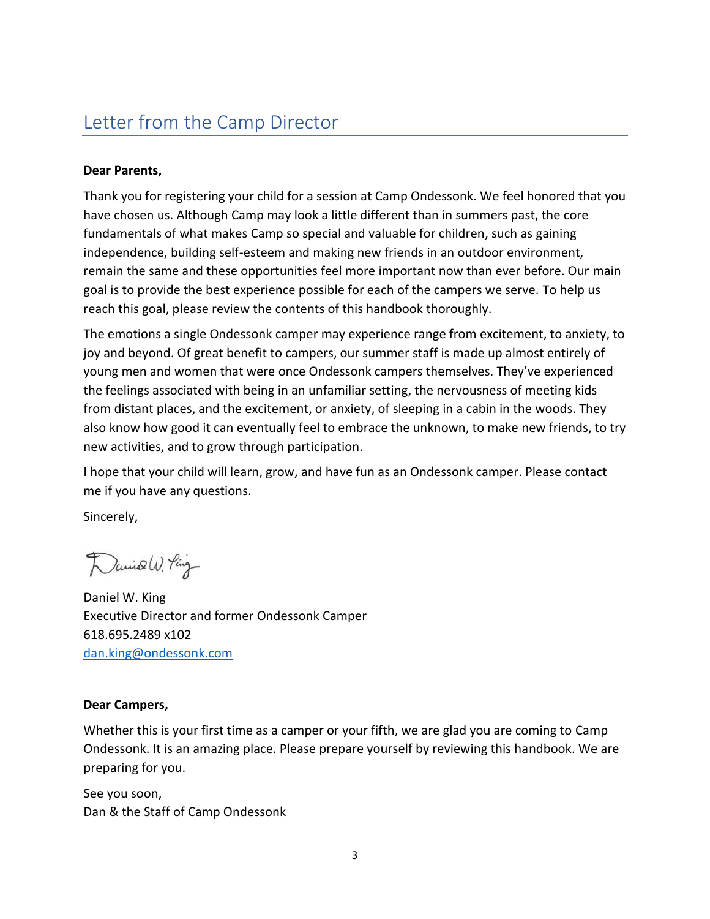# Letter from the Camp Director

**Dear Parents,**

Thank you for registering your child for a session at Camp Ondessonk. We feel honored that you have chosen us. Although Camp may look a little different than in summers past, the core fundamentals of what makes Camp so special and valuable for children, such as gaining independence, building self-esteem and making new friends in an outdoor environment, remain the same and these opportunities feel more important now than ever before. Our main goal is to provide the best experience possible for each of the campers we serve. To help us reach this goal, please review the contents of this handbook thoroughly.

The emotions a single Ondessonk camper may experience range from excitement, to anxiety, to joy and beyond. Of great benefit to campers, our summer staff is made up almost entirely of young men and women that were once Ondessonk campers themselves. They've experienced the feelings associated with being in an unfamiliar setting, the nervousness of meeting kids from distant places, and the excitement, or anxiety, of sleeping in a cabin in the woods. They also know how good it can eventually feel to embrace the unknown, to make new friends, to try new activities, and to grow through participation.

I hope that your child will learn, grow, and have fun as an Ondessonk camper. Please contact me if you have any questions.

Sincerely,

Daniel W. King
Executive Director and former Ondessonk Camper
618.695.2489 x102
dan.king@ondessonk.com

**Dear Campers,**

Whether this is your first time as a camper or your fifth, we are glad you are coming to Camp Ondessonk. It is an amazing place. Please prepare yourself by reviewing this handbook. We are preparing for you.

See you soon,
Dan & the Staff of Camp Ondessonk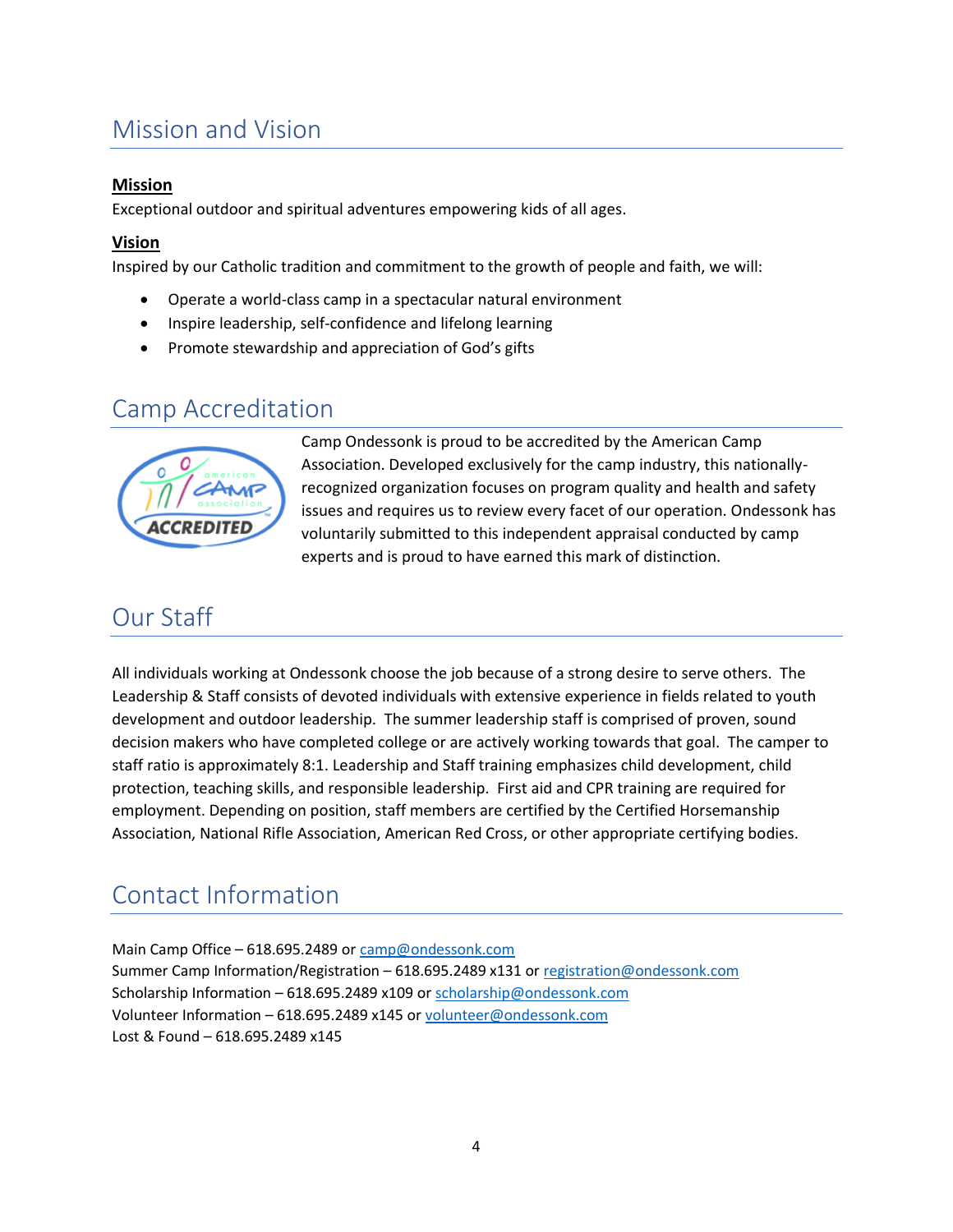## Mission and Vision

**Mission**

Exceptional outdoor and spiritual adventures empowering kids of all ages.

**Vision**

Inspired by our Catholic tradition and commitment to the growth of people and faith, we will:

- Operate a world-class camp in a spectacular natural environment
- Inspire leadership, self-confidence and lifelong learning
- Promote stewardship and appreciation of God's gifts

## Camp Accreditation

Camp Ondessonk is proud to be accredited by the American Camp Association. Developed exclusively for the camp industry, this nationally-recognized organization focuses on program quality and health and safety issues and requires us to review every facet of our operation. Ondessonk has voluntarily submitted to this independent appraisal conducted by camp experts and is proud to have earned this mark of distinction.

## Our Staff

All individuals working at Ondessonk choose the job because of a strong desire to serve others. The Leadership & Staff consists of devoted individuals with extensive experience in fields related to youth development and outdoor leadership. The summer leadership staff is comprised of proven, sound decision makers who have completed college or are actively working towards that goal. The camper to staff ratio is approximately 8:1. Leadership and Staff training emphasizes child development, child protection, teaching skills, and responsible leadership. First aid and CPR training are required for employment. Depending on position, staff members are certified by the Certified Horsemanship Association, National Rifle Association, American Red Cross, or other appropriate certifying bodies.

## Contact Information

Main Camp Office – 618.695.2489 or camp@ondessonk.com
Summer Camp Information/Registration – 618.695.2489 x131 or registration@ondessonk.com
Scholarship Information – 618.695.2489 x109 or scholarship@ondessonk.com
Volunteer Information – 618.695.2489 x145 or volunteer@ondessonk.com
Lost & Found – 618.695.2489 x145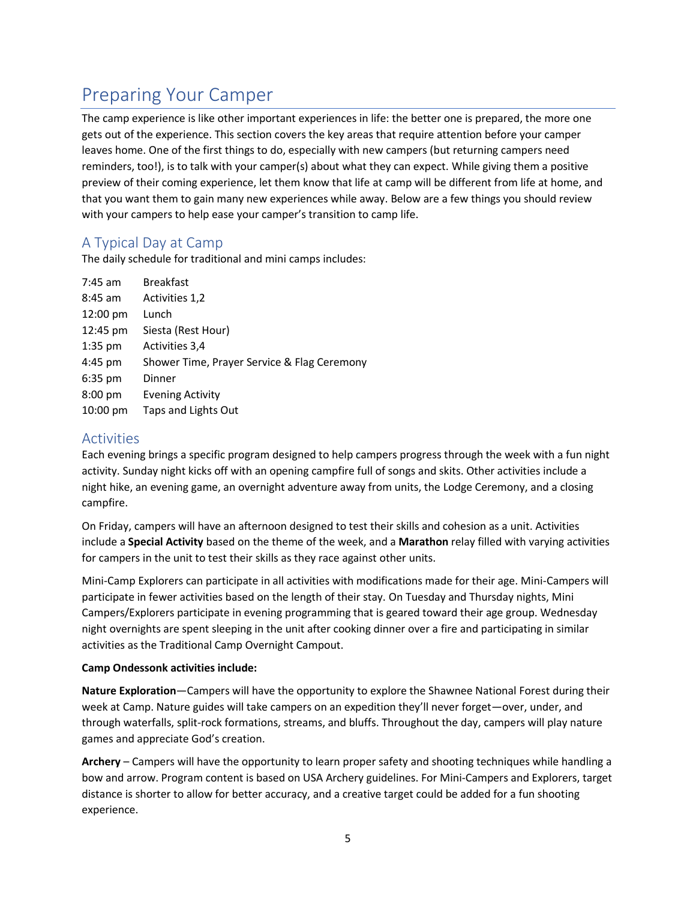# Preparing Your Camper

The camp experience is like other important experiences in life: the better one is prepared, the more one gets out of the experience. This section covers the key areas that require attention before your camper leaves home. One of the first things to do, especially with new campers (but returning campers need reminders, too!), is to talk with your camper(s) about what they can expect. While giving them a positive preview of their coming experience, let them know that life at camp will be different from life at home, and that you want them to gain many new experiences while away. Below are a few things you should review with your campers to help ease your camper's transition to camp life.

## A Typical Day at Camp

The daily schedule for traditional and mini camps includes:

| | |
|---|---|
| 7:45 am | Breakfast |
| 8:45 am | Activities 1,2 |
| 12:00 pm | Lunch |
| 12:45 pm | Siesta (Rest Hour) |
| 1:35 pm | Activities 3,4 |
| 4:45 pm | Shower Time, Prayer Service & Flag Ceremony |
| 6:35 pm | Dinner |
| 8:00 pm | Evening Activity |
| 10:00 pm | Taps and Lights Out |

## Activities

Each evening brings a specific program designed to help campers progress through the week with a fun night activity. Sunday night kicks off with an opening campfire full of songs and skits. Other activities include a night hike, an evening game, an overnight adventure away from units, the Lodge Ceremony, and a closing campfire.

On Friday, campers will have an afternoon designed to test their skills and cohesion as a unit. Activities include a **Special Activity** based on the theme of the week, and a **Marathon** relay filled with varying activities for campers in the unit to test their skills as they race against other units.

Mini-Camp Explorers can participate in all activities with modifications made for their age. Mini-Campers will participate in fewer activities based on the length of their stay. On Tuesday and Thursday nights, Mini Campers/Explorers participate in evening programming that is geared toward their age group. Wednesday night overnights are spent sleeping in the unit after cooking dinner over a fire and participating in similar activities as the Traditional Camp Overnight Campout.

**Camp Ondessonk activities include:**

**Nature Exploration**—Campers will have the opportunity to explore the Shawnee National Forest during their week at Camp. Nature guides will take campers on an expedition they'll never forget—over, under, and through waterfalls, split-rock formations, streams, and bluffs. Throughout the day, campers will play nature games and appreciate God's creation.

**Archery** – Campers will have the opportunity to learn proper safety and shooting techniques while handling a bow and arrow. Program content is based on USA Archery guidelines. For Mini-Campers and Explorers, target distance is shorter to allow for better accuracy, and a creative target could be added for a fun shooting experience.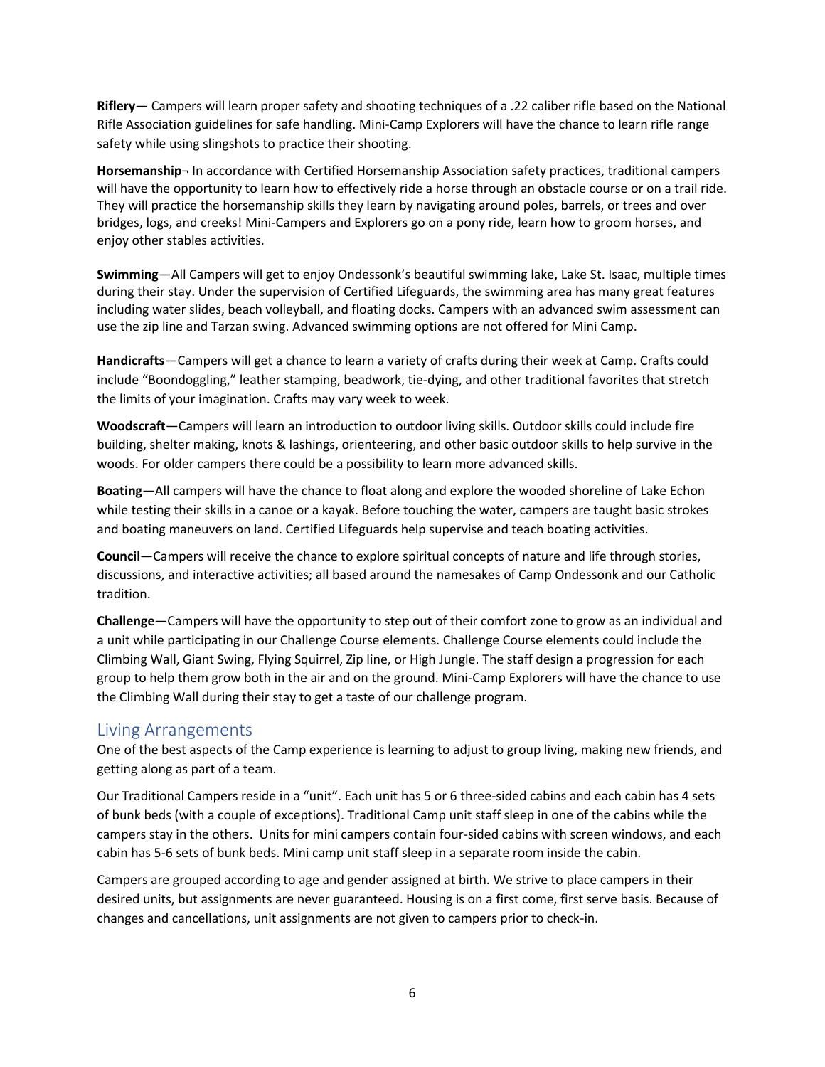**Riflery**— Campers will learn proper safety and shooting techniques of a .22 caliber rifle based on the National Rifle Association guidelines for safe handling. Mini-Camp Explorers will have the chance to learn rifle range safety while using slingshots to practice their shooting.

**Horsemanship**¬ In accordance with Certified Horsemanship Association safety practices, traditional campers will have the opportunity to learn how to effectively ride a horse through an obstacle course or on a trail ride. They will practice the horsemanship skills they learn by navigating around poles, barrels, or trees and over bridges, logs, and creeks! Mini-Campers and Explorers go on a pony ride, learn how to groom horses, and enjoy other stables activities.

**Swimming**—All Campers will get to enjoy Ondessonk's beautiful swimming lake, Lake St. Isaac, multiple times during their stay. Under the supervision of Certified Lifeguards, the swimming area has many great features including water slides, beach volleyball, and floating docks. Campers with an advanced swim assessment can use the zip line and Tarzan swing. Advanced swimming options are not offered for Mini Camp.

**Handicrafts**—Campers will get a chance to learn a variety of crafts during their week at Camp. Crafts could include "Boondoggling," leather stamping, beadwork, tie-dying, and other traditional favorites that stretch the limits of your imagination. Crafts may vary week to week.

**Woodscraft**—Campers will learn an introduction to outdoor living skills. Outdoor skills could include fire building, shelter making, knots & lashings, orienteering, and other basic outdoor skills to help survive in the woods. For older campers there could be a possibility to learn more advanced skills.

**Boating**—All campers will have the chance to float along and explore the wooded shoreline of Lake Echon while testing their skills in a canoe or a kayak. Before touching the water, campers are taught basic strokes and boating maneuvers on land. Certified Lifeguards help supervise and teach boating activities.

**Council**—Campers will receive the chance to explore spiritual concepts of nature and life through stories, discussions, and interactive activities; all based around the namesakes of Camp Ondessonk and our Catholic tradition.

**Challenge**—Campers will have the opportunity to step out of their comfort zone to grow as an individual and a unit while participating in our Challenge Course elements. Challenge Course elements could include the Climbing Wall, Giant Swing, Flying Squirrel, Zip line, or High Jungle. The staff design a progression for each group to help them grow both in the air and on the ground. Mini-Camp Explorers will have the chance to use the Climbing Wall during their stay to get a taste of our challenge program.

## Living Arrangements

One of the best aspects of the Camp experience is learning to adjust to group living, making new friends, and getting along as part of a team.

Our Traditional Campers reside in a "unit". Each unit has 5 or 6 three-sided cabins and each cabin has 4 sets of bunk beds (with a couple of exceptions). Traditional Camp unit staff sleep in one of the cabins while the campers stay in the others. Units for mini campers contain four-sided cabins with screen windows, and each cabin has 5-6 sets of bunk beds. Mini camp unit staff sleep in a separate room inside the cabin.

Campers are grouped according to age and gender assigned at birth. We strive to place campers in their desired units, but assignments are never guaranteed. Housing is on a first come, first serve basis. Because of changes and cancellations, unit assignments are not given to campers prior to check-in.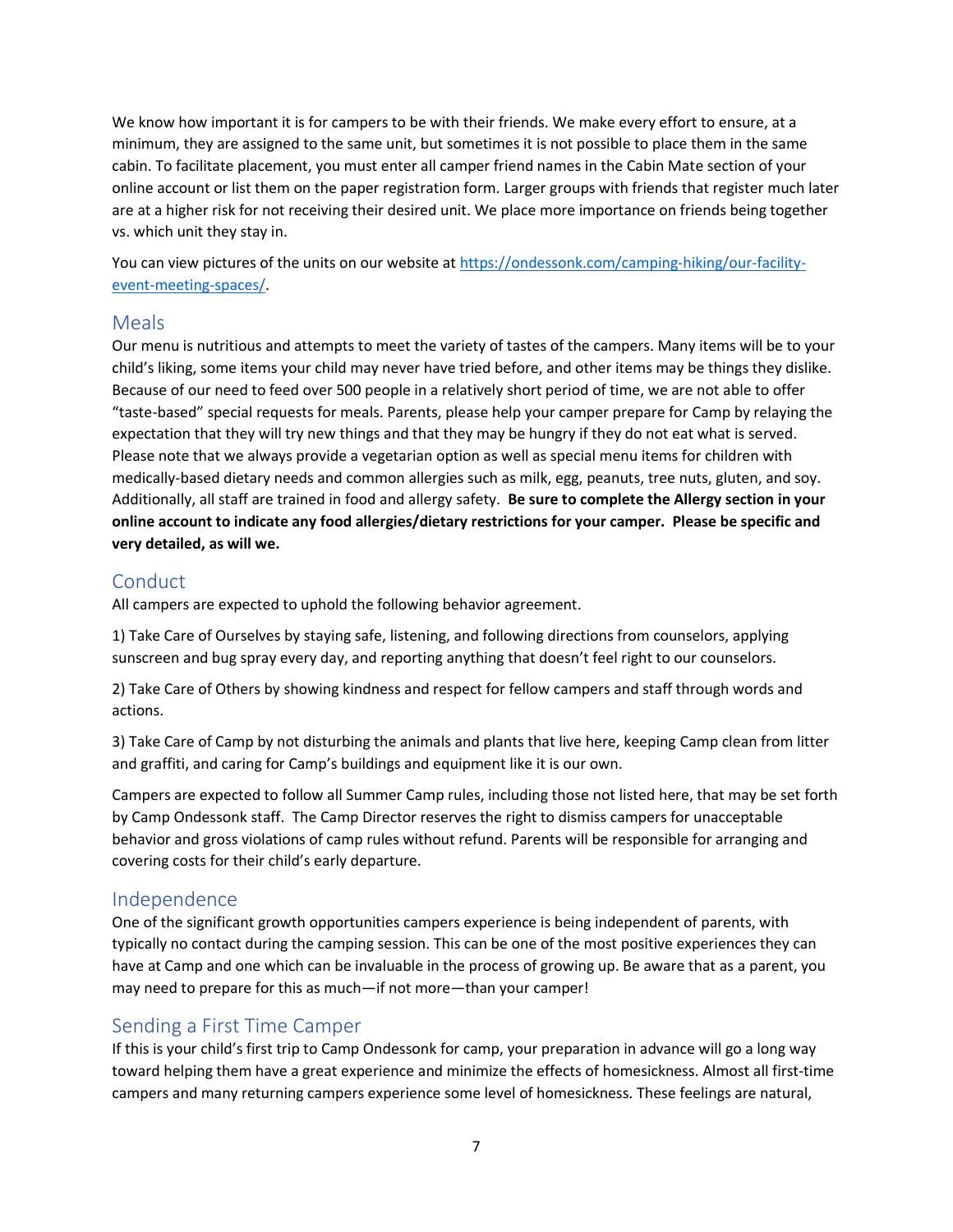We know how important it is for campers to be with their friends. We make every effort to ensure, at a minimum, they are assigned to the same unit, but sometimes it is not possible to place them in the same cabin. To facilitate placement, you must enter all camper friend names in the Cabin Mate section of your online account or list them on the paper registration form. Larger groups with friends that register much later are at a higher risk for not receiving their desired unit. We place more importance on friends being together vs. which unit they stay in.

You can view pictures of the units on our website at [https://ondessonk.com/camping-hiking/our-facility-event-meeting-spaces/](https://ondessonk.com/camping-hiking/our-facility-event-meeting-spaces/).

## Meals

Our menu is nutritious and attempts to meet the variety of tastes of the campers. Many items will be to your child's liking, some items your child may never have tried before, and other items may be things they dislike. Because of our need to feed over 500 people in a relatively short period of time, we are not able to offer "taste-based" special requests for meals. Parents, please help your camper prepare for Camp by relaying the expectation that they will try new things and that they may be hungry if they do not eat what is served. Please note that we always provide a vegetarian option as well as special menu items for children with medically-based dietary needs and common allergies such as milk, egg, peanuts, tree nuts, gluten, and soy. Additionally, all staff are trained in food and allergy safety. **Be sure to complete the Allergy section in your online account to indicate any food allergies/dietary restrictions for your camper. Please be specific and very detailed, as will we.**

## Conduct

All campers are expected to uphold the following behavior agreement.

1) Take Care of Ourselves by staying safe, listening, and following directions from counselors, applying sunscreen and bug spray every day, and reporting anything that doesn't feel right to our counselors.

2) Take Care of Others by showing kindness and respect for fellow campers and staff through words and actions.

3) Take Care of Camp by not disturbing the animals and plants that live here, keeping Camp clean from litter and graffiti, and caring for Camp's buildings and equipment like it is our own.

Campers are expected to follow all Summer Camp rules, including those not listed here, that may be set forth by Camp Ondessonk staff. The Camp Director reserves the right to dismiss campers for unacceptable behavior and gross violations of camp rules without refund. Parents will be responsible for arranging and covering costs for their child's early departure.

## Independence

One of the significant growth opportunities campers experience is being independent of parents, with typically no contact during the camping session. This can be one of the most positive experiences they can have at Camp and one which can be invaluable in the process of growing up. Be aware that as a parent, you may need to prepare for this as much—if not more—than your camper!

## Sending a First Time Camper

If this is your child's first trip to Camp Ondessonk for camp, your preparation in advance will go a long way toward helping them have a great experience and minimize the effects of homesickness. Almost all first-time campers and many returning campers experience some level of homesickness. These feelings are natural,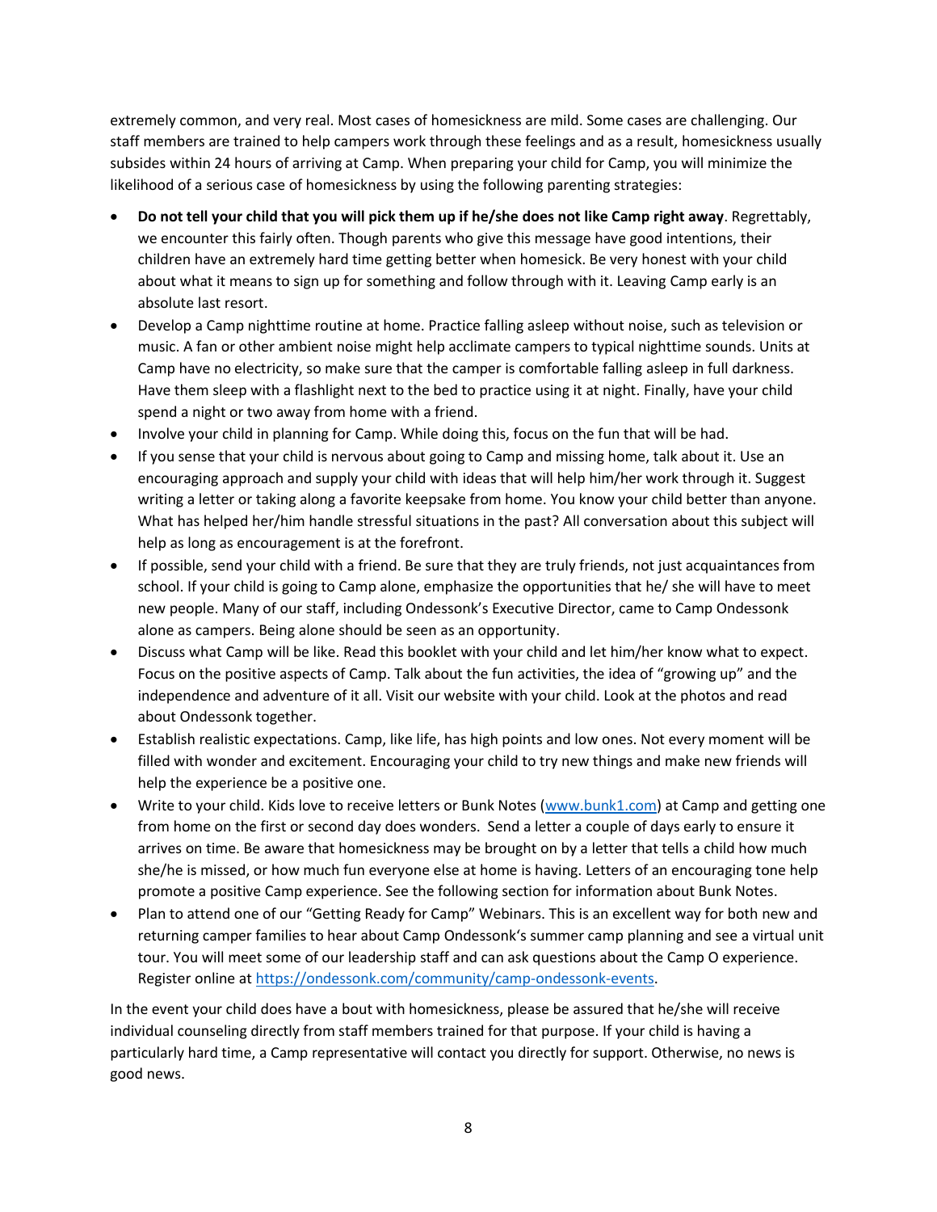extremely common, and very real. Most cases of homesickness are mild. Some cases are challenging. Our staff members are trained to help campers work through these feelings and as a result, homesickness usually subsides within 24 hours of arriving at Camp. When preparing your child for Camp, you will minimize the likelihood of a serious case of homesickness by using the following parenting strategies:

- **Do not tell your child that you will pick them up if he/she does not like Camp right away**. Regrettably, we encounter this fairly often. Though parents who give this message have good intentions, their children have an extremely hard time getting better when homesick. Be very honest with your child about what it means to sign up for something and follow through with it. Leaving Camp early is an absolute last resort.
- Develop a Camp nighttime routine at home. Practice falling asleep without noise, such as television or music. A fan or other ambient noise might help acclimate campers to typical nighttime sounds. Units at Camp have no electricity, so make sure that the camper is comfortable falling asleep in full darkness. Have them sleep with a flashlight next to the bed to practice using it at night. Finally, have your child spend a night or two away from home with a friend.
- Involve your child in planning for Camp. While doing this, focus on the fun that will be had.
- If you sense that your child is nervous about going to Camp and missing home, talk about it. Use an encouraging approach and supply your child with ideas that will help him/her work through it. Suggest writing a letter or taking along a favorite keepsake from home. You know your child better than anyone. What has helped her/him handle stressful situations in the past? All conversation about this subject will help as long as encouragement is at the forefront.
- If possible, send your child with a friend. Be sure that they are truly friends, not just acquaintances from school. If your child is going to Camp alone, emphasize the opportunities that he/ she will have to meet new people. Many of our staff, including Ondessonk's Executive Director, came to Camp Ondessonk alone as campers. Being alone should be seen as an opportunity.
- Discuss what Camp will be like. Read this booklet with your child and let him/her know what to expect. Focus on the positive aspects of Camp. Talk about the fun activities, the idea of "growing up" and the independence and adventure of it all. Visit our website with your child. Look at the photos and read about Ondessonk together.
- Establish realistic expectations. Camp, like life, has high points and low ones. Not every moment will be filled with wonder and excitement. Encouraging your child to try new things and make new friends will help the experience be a positive one.
- Write to your child. Kids love to receive letters or Bunk Notes ([www.bunk1.com](http://www.bunk1.com)) at Camp and getting one from home on the first or second day does wonders. Send a letter a couple of days early to ensure it arrives on time. Be aware that homesickness may be brought on by a letter that tells a child how much she/he is missed, or how much fun everyone else at home is having. Letters of an encouraging tone help promote a positive Camp experience. See the following section for information about Bunk Notes.
- Plan to attend one of our "Getting Ready for Camp" Webinars. This is an excellent way for both new and returning camper families to hear about Camp Ondessonk's summer camp planning and see a virtual unit tour. You will meet some of our leadership staff and can ask questions about the Camp O experience. Register online at [https://ondessonk.com/community/camp-ondessonk-events](https://ondessonk.com/community/camp-ondessonk-events).

In the event your child does have a bout with homesickness, please be assured that he/she will receive individual counseling directly from staff members trained for that purpose. If your child is having a particularly hard time, a Camp representative will contact you directly for support. Otherwise, no news is good news.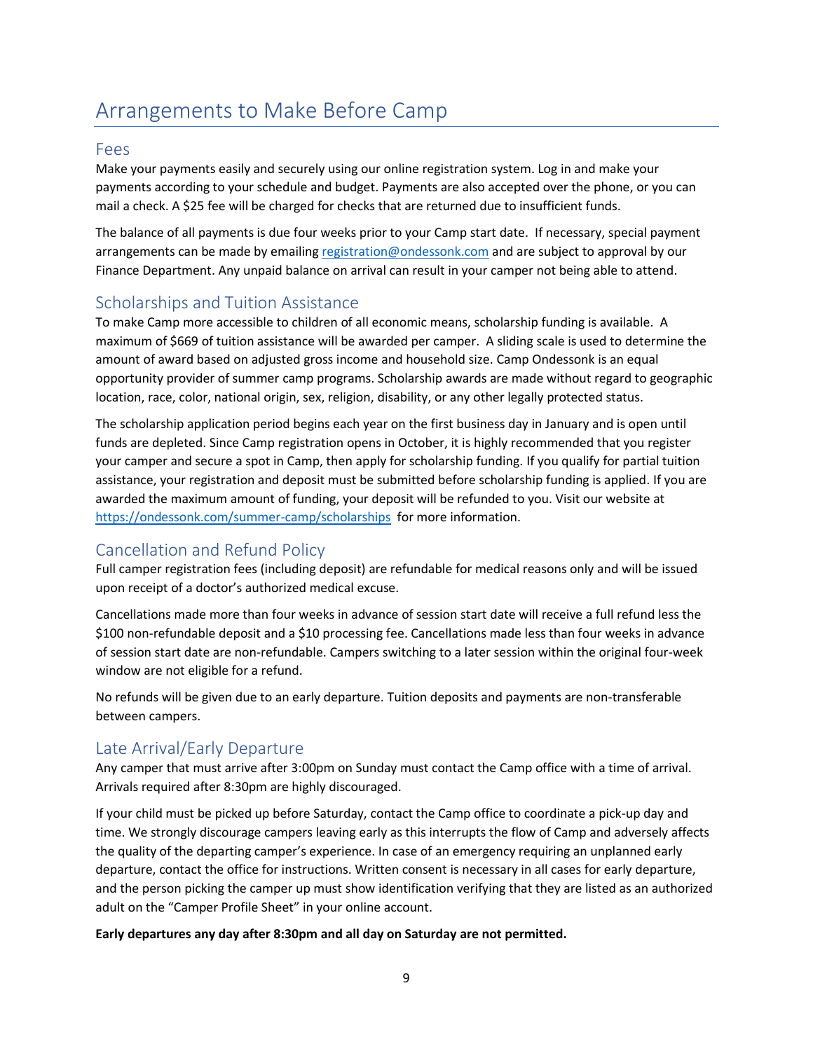# Arrangements to Make Before Camp

## Fees

Make your payments easily and securely using our online registration system. Log in and make your payments according to your schedule and budget. Payments are also accepted over the phone, or you can mail a check. A $25 fee will be charged for checks that are returned due to insufficient funds.

The balance of all payments is due four weeks prior to your Camp start date. If necessary, special payment arrangements can be made by emailing [registration@ondessonk.com](mailto:registration@ondessonk.com) and are subject to approval by our Finance Department. Any unpaid balance on arrival can result in your camper not being able to attend.

## Scholarships and Tuition Assistance

To make Camp more accessible to children of all economic means, scholarship funding is available. A maximum of $669 of tuition assistance will be awarded per camper. A sliding scale is used to determine the amount of award based on adjusted gross income and household size. Camp Ondessonk is an equal opportunity provider of summer camp programs. Scholarship awards are made without regard to geographic location, race, color, national origin, sex, religion, disability, or any other legally protected status.

The scholarship application period begins each year on the first business day in January and is open until funds are depleted. Since Camp registration opens in October, it is highly recommended that you register your camper and secure a spot in Camp, then apply for scholarship funding. If you qualify for partial tuition assistance, your registration and deposit must be submitted before scholarship funding is applied. If you are awarded the maximum amount of funding, your deposit will be refunded to you. Visit our website at [https://ondessonk.com/summer-camp/scholarships](https://ondessonk.com/summer-camp/scholarships) for more information.

## Cancellation and Refund Policy

Full camper registration fees (including deposit) are refundable for medical reasons only and will be issued upon receipt of a doctor's authorized medical excuse.

Cancellations made more than four weeks in advance of session start date will receive a full refund less the $100 non-refundable deposit and a $10 processing fee. Cancellations made less than four weeks in advance of session start date are non-refundable. Campers switching to a later session within the original four-week window are not eligible for a refund.

No refunds will be given due to an early departure. Tuition deposits and payments are non-transferable between campers.

## Late Arrival/Early Departure

Any camper that must arrive after 3:00pm on Sunday must contact the Camp office with a time of arrival. Arrivals required after 8:30pm are highly discouraged.

If your child must be picked up before Saturday, contact the Camp office to coordinate a pick-up day and time. We strongly discourage campers leaving early as this interrupts the flow of Camp and adversely affects the quality of the departing camper's experience. In case of an emergency requiring an unplanned early departure, contact the office for instructions. Written consent is necessary in all cases for early departure, and the person picking the camper up must show identification verifying that they are listed as an authorized adult on the "Camper Profile Sheet" in your online account.

**Early departures any day after 8:30pm and all day on Saturday are not permitted.**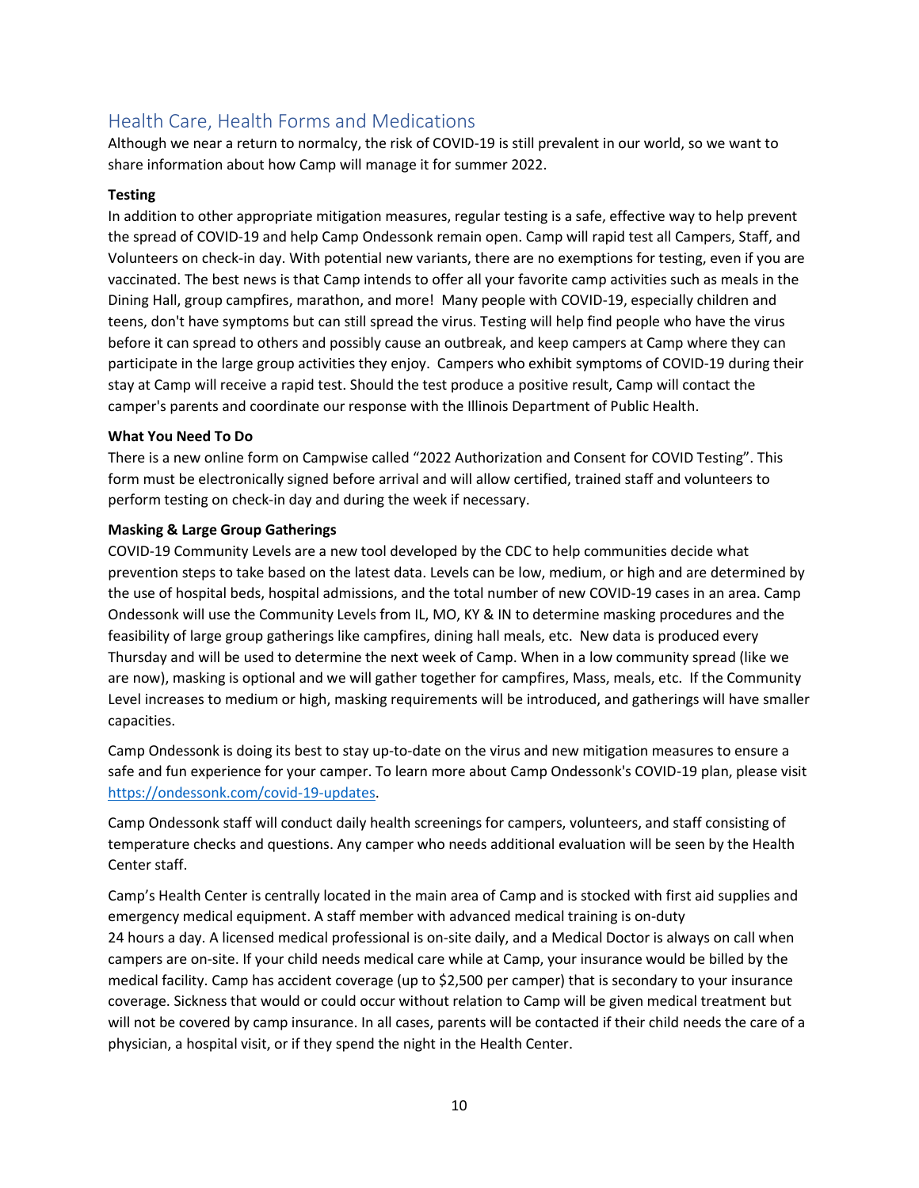## Health Care, Health Forms and Medications

Although we near a return to normalcy, the risk of COVID-19 is still prevalent in our world, so we want to share information about how Camp will manage it for summer 2022.

**Testing**

In addition to other appropriate mitigation measures, regular testing is a safe, effective way to help prevent the spread of COVID-19 and help Camp Ondessonk remain open. Camp will rapid test all Campers, Staff, and Volunteers on check-in day. With potential new variants, there are no exemptions for testing, even if you are vaccinated. The best news is that Camp intends to offer all your favorite camp activities such as meals in the Dining Hall, group campfires, marathon, and more! Many people with COVID-19, especially children and teens, don't have symptoms but can still spread the virus. Testing will help find people who have the virus before it can spread to others and possibly cause an outbreak, and keep campers at Camp where they can participate in the large group activities they enjoy. Campers who exhibit symptoms of COVID-19 during their stay at Camp will receive a rapid test. Should the test produce a positive result, Camp will contact the camper's parents and coordinate our response with the Illinois Department of Public Health.

**What You Need To Do**

There is a new online form on Campwise called "2022 Authorization and Consent for COVID Testing". This form must be electronically signed before arrival and will allow certified, trained staff and volunteers to perform testing on check-in day and during the week if necessary.

**Masking & Large Group Gatherings**

COVID-19 Community Levels are a new tool developed by the CDC to help communities decide what prevention steps to take based on the latest data. Levels can be low, medium, or high and are determined by the use of hospital beds, hospital admissions, and the total number of new COVID-19 cases in an area. Camp Ondessonk will use the Community Levels from IL, MO, KY & IN to determine masking procedures and the feasibility of large group gatherings like campfires, dining hall meals, etc. New data is produced every Thursday and will be used to determine the next week of Camp. When in a low community spread (like we are now), masking is optional and we will gather together for campfires, Mass, meals, etc. If the Community Level increases to medium or high, masking requirements will be introduced, and gatherings will have smaller capacities.

Camp Ondessonk is doing its best to stay up-to-date on the virus and new mitigation measures to ensure a safe and fun experience for your camper. To learn more about Camp Ondessonk's COVID-19 plan, please visit https://ondessonk.com/covid-19-updates.

Camp Ondessonk staff will conduct daily health screenings for campers, volunteers, and staff consisting of temperature checks and questions. Any camper who needs additional evaluation will be seen by the Health Center staff.

Camp's Health Center is centrally located in the main area of Camp and is stocked with first aid supplies and emergency medical equipment. A staff member with advanced medical training is on-duty 24 hours a day. A licensed medical professional is on-site daily, and a Medical Doctor is always on call when campers are on-site. If your child needs medical care while at Camp, your insurance would be billed by the medical facility. Camp has accident coverage (up to $2,500 per camper) that is secondary to your insurance coverage. Sickness that would or could occur without relation to Camp will be given medical treatment but will not be covered by camp insurance. In all cases, parents will be contacted if their child needs the care of a physician, a hospital visit, or if they spend the night in the Health Center.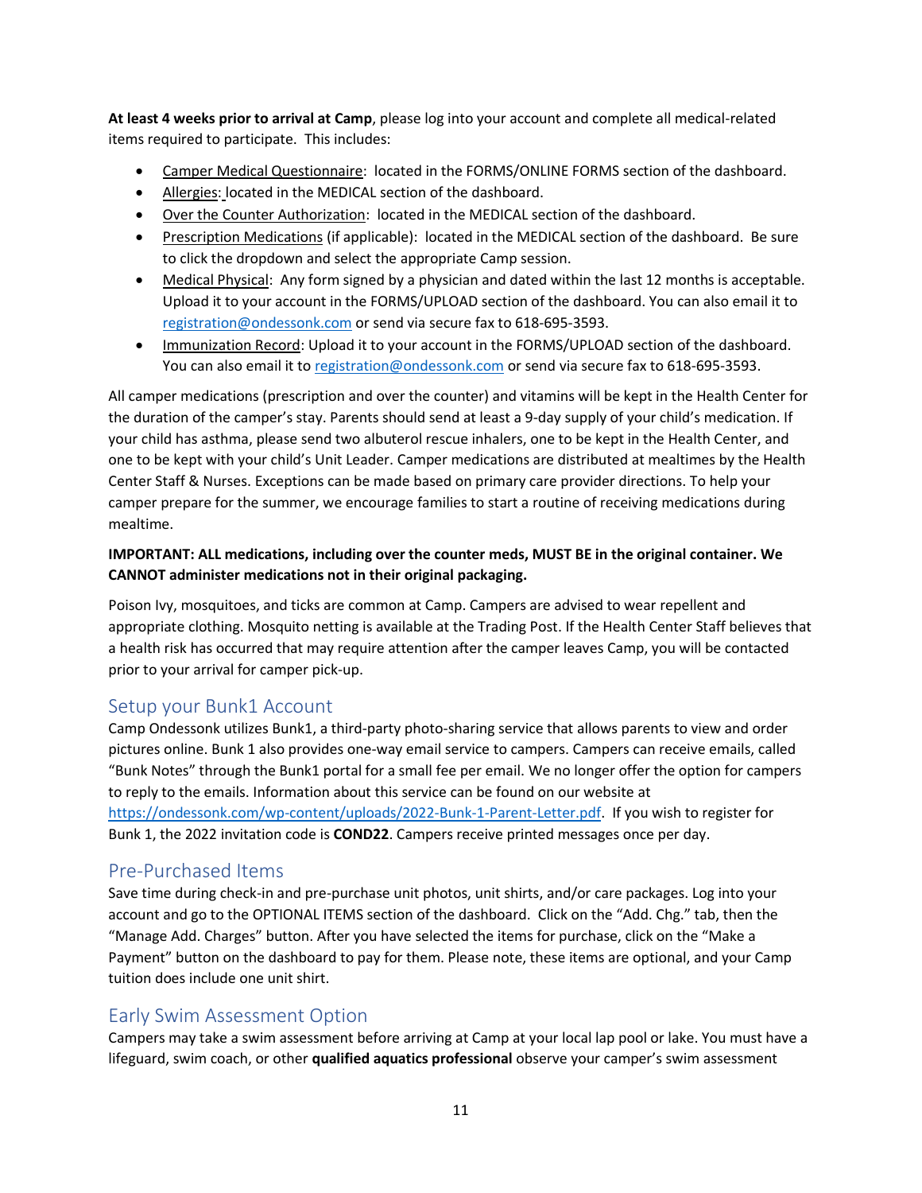**At least 4 weeks prior to arrival at Camp**, please log into your account and complete all medical-related items required to participate. This includes:

- Camper Medical Questionnaire: located in the FORMS/ONLINE FORMS section of the dashboard.
- Allergies: located in the MEDICAL section of the dashboard.
- Over the Counter Authorization: located in the MEDICAL section of the dashboard.
- Prescription Medications (if applicable): located in the MEDICAL section of the dashboard. Be sure to click the dropdown and select the appropriate Camp session.
- Medical Physical: Any form signed by a physician and dated within the last 12 months is acceptable. Upload it to your account in the FORMS/UPLOAD section of the dashboard. You can also email it to registration@ondessonk.com or send via secure fax to 618-695-3593.
- Immunization Record: Upload it to your account in the FORMS/UPLOAD section of the dashboard. You can also email it to registration@ondessonk.com or send via secure fax to 618-695-3593.

All camper medications (prescription and over the counter) and vitamins will be kept in the Health Center for the duration of the camper's stay. Parents should send at least a 9-day supply of your child's medication. If your child has asthma, please send two albuterol rescue inhalers, one to be kept in the Health Center, and one to be kept with your child's Unit Leader. Camper medications are distributed at mealtimes by the Health Center Staff & Nurses. Exceptions can be made based on primary care provider directions. To help your camper prepare for the summer, we encourage families to start a routine of receiving medications during mealtime.

**IMPORTANT: ALL medications, including over the counter meds, MUST BE in the original container. We CANNOT administer medications not in their original packaging.**

Poison Ivy, mosquitoes, and ticks are common at Camp. Campers are advised to wear repellent and appropriate clothing. Mosquito netting is available at the Trading Post. If the Health Center Staff believes that a health risk has occurred that may require attention after the camper leaves Camp, you will be contacted prior to your arrival for camper pick-up.

## Setup your Bunk1 Account

Camp Ondessonk utilizes Bunk1, a third-party photo-sharing service that allows parents to view and order pictures online. Bunk 1 also provides one-way email service to campers. Campers can receive emails, called "Bunk Notes" through the Bunk1 portal for a small fee per email. We no longer offer the option for campers to reply to the emails. Information about this service can be found on our website at https://ondessonk.com/wp-content/uploads/2022-Bunk-1-Parent-Letter.pdf. If you wish to register for Bunk 1, the 2022 invitation code is **COND22**. Campers receive printed messages once per day.

## Pre-Purchased Items

Save time during check-in and pre-purchase unit photos, unit shirts, and/or care packages. Log into your account and go to the OPTIONAL ITEMS section of the dashboard. Click on the "Add. Chg." tab, then the "Manage Add. Charges" button. After you have selected the items for purchase, click on the "Make a Payment" button on the dashboard to pay for them. Please note, these items are optional, and your Camp tuition does include one unit shirt.

## Early Swim Assessment Option

Campers may take a swim assessment before arriving at Camp at your local lap pool or lake. You must have a lifeguard, swim coach, or other **qualified aquatics professional** observe your camper's swim assessment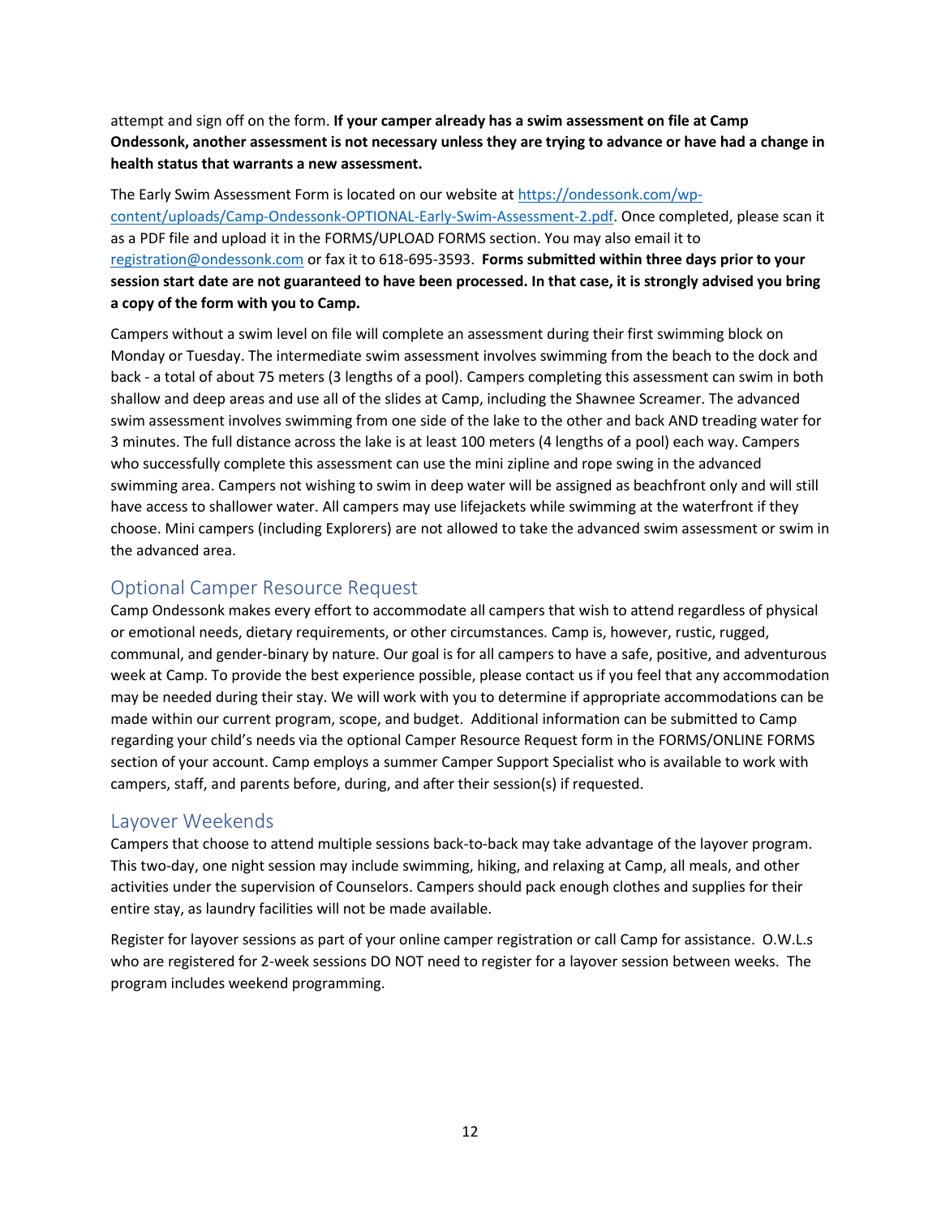attempt and sign off on the form. **If your camper already has a swim assessment on file at Camp Ondessonk, another assessment is not necessary unless they are trying to advance or have had a change in health status that warrants a new assessment.**

The Early Swim Assessment Form is located on our website at [https://ondessonk.com/wp-content/uploads/Camp-Ondessonk-OPTIONAL-Early-Swim-Assessment-2.pdf](https://ondessonk.com/wp-content/uploads/Camp-Ondessonk-OPTIONAL-Early-Swim-Assessment-2.pdf). Once completed, please scan it as a PDF file and upload it in the FORMS/UPLOAD FORMS section. You may also email it to [registration@ondessonk.com](mailto:registration@ondessonk.com) or fax it to 618-695-3593. **Forms submitted within three days prior to your session start date are not guaranteed to have been processed. In that case, it is strongly advised you bring a copy of the form with you to Camp.**

Campers without a swim level on file will complete an assessment during their first swimming block on Monday or Tuesday. The intermediate swim assessment involves swimming from the beach to the dock and back - a total of about 75 meters (3 lengths of a pool). Campers completing this assessment can swim in both shallow and deep areas and use all of the slides at Camp, including the Shawnee Screamer. The advanced swim assessment involves swimming from one side of the lake to the other and back AND treading water for 3 minutes. The full distance across the lake is at least 100 meters (4 lengths of a pool) each way. Campers who successfully complete this assessment can use the mini zipline and rope swing in the advanced swimming area. Campers not wishing to swim in deep water will be assigned as beachfront only and will still have access to shallower water. All campers may use lifejackets while swimming at the waterfront if they choose. Mini campers (including Explorers) are not allowed to take the advanced swim assessment or swim in the advanced area.

## Optional Camper Resource Request

Camp Ondessonk makes every effort to accommodate all campers that wish to attend regardless of physical or emotional needs, dietary requirements, or other circumstances. Camp is, however, rustic, rugged, communal, and gender-binary by nature. Our goal is for all campers to have a safe, positive, and adventurous week at Camp. To provide the best experience possible, please contact us if you feel that any accommodation may be needed during their stay. We will work with you to determine if appropriate accommodations can be made within our current program, scope, and budget. Additional information can be submitted to Camp regarding your child's needs via the optional Camper Resource Request form in the FORMS/ONLINE FORMS section of your account. Camp employs a summer Camper Support Specialist who is available to work with campers, staff, and parents before, during, and after their session(s) if requested.

## Layover Weekends

Campers that choose to attend multiple sessions back-to-back may take advantage of the layover program. This two-day, one night session may include swimming, hiking, and relaxing at Camp, all meals, and other activities under the supervision of Counselors. Campers should pack enough clothes and supplies for their entire stay, as laundry facilities will not be made available.

Register for layover sessions as part of your online camper registration or call Camp for assistance. O.W.L.s who are registered for 2-week sessions DO NOT need to register for a layover session between weeks. The program includes weekend programming.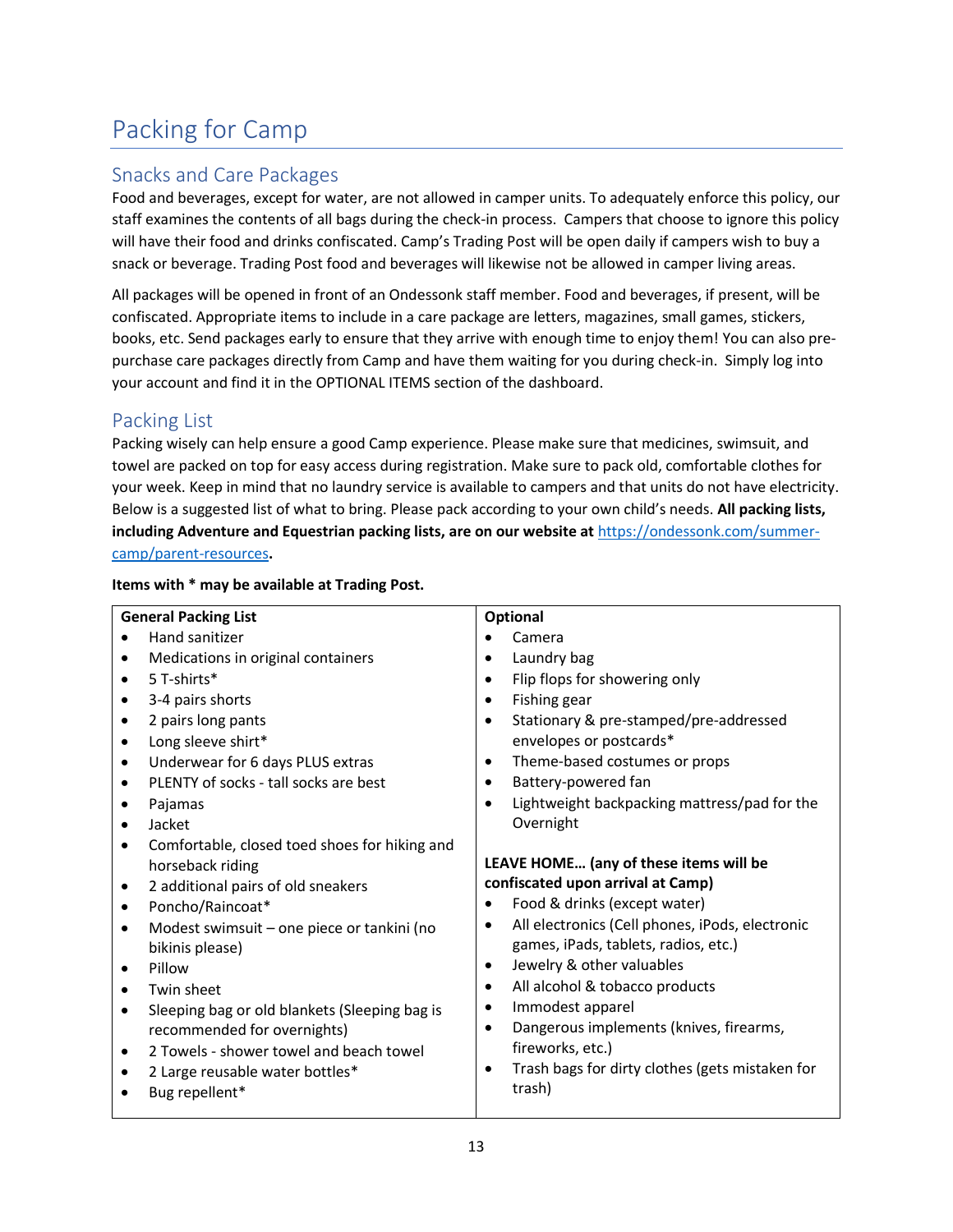# Packing for Camp

## Snacks and Care Packages

Food and beverages, except for water, are not allowed in camper units. To adequately enforce this policy, our staff examines the contents of all bags during the check-in process. Campers that choose to ignore this policy will have their food and drinks confiscated. Camp's Trading Post will be open daily if campers wish to buy a snack or beverage. Trading Post food and beverages will likewise not be allowed in camper living areas.

All packages will be opened in front of an Ondessonk staff member. Food and beverages, if present, will be confiscated. Appropriate items to include in a care package are letters, magazines, small games, stickers, books, etc. Send packages early to ensure that they arrive with enough time to enjoy them! You can also pre-purchase care packages directly from Camp and have them waiting for you during check-in. Simply log into your account and find it in the OPTIONAL ITEMS section of the dashboard.

## Packing List

Packing wisely can help ensure a good Camp experience. Please make sure that medicines, swimsuit, and towel are packed on top for easy access during registration. Make sure to pack old, comfortable clothes for your week. Keep in mind that no laundry service is available to campers and that units do not have electricity. Below is a suggested list of what to bring. Please pack according to your own child's needs. **All packing lists, including Adventure and Equestrian packing lists, are on our website at [https://ondessonk.com/summer-camp/parent-resources](https://ondessonk.com/summer-camp/parent-resources).**

**Items with * may be available at Trading Post.**

**General Packing List**

- Hand sanitizer
- Medications in original containers
- 5 T-shirts*
- 3-4 pairs shorts
- 2 pairs long pants
- Long sleeve shirt*
- Underwear for 6 days PLUS extras
- PLENTY of socks - tall socks are best
- Pajamas
- Jacket
- Comfortable, closed toed shoes for hiking and horseback riding
- 2 additional pairs of old sneakers
- Poncho/Raincoat*
- Modest swimsuit – one piece or tankini (no bikinis please)
- Pillow
- Twin sheet
- Sleeping bag or old blankets (Sleeping bag is recommended for overnights)
- 2 Towels - shower towel and beach towel
- 2 Large reusable water bottles*
- Bug repellent*

**Optional**

- Camera
- Laundry bag
- Flip flops for showering only
- Fishing gear
- Stationary & pre-stamped/pre-addressed envelopes or postcards*
- Theme-based costumes or props
- Battery-powered fan
- Lightweight backpacking mattress/pad for the Overnight

**LEAVE HOME… (any of these items will be confiscated upon arrival at Camp)**

- Food & drinks (except water)
- All electronics (Cell phones, iPods, electronic games, iPads, tablets, radios, etc.)
- Jewelry & other valuables
- All alcohol & tobacco products
- Immodest apparel
- Dangerous implements (knives, firearms, fireworks, etc.)
- Trash bags for dirty clothes (gets mistaken for trash)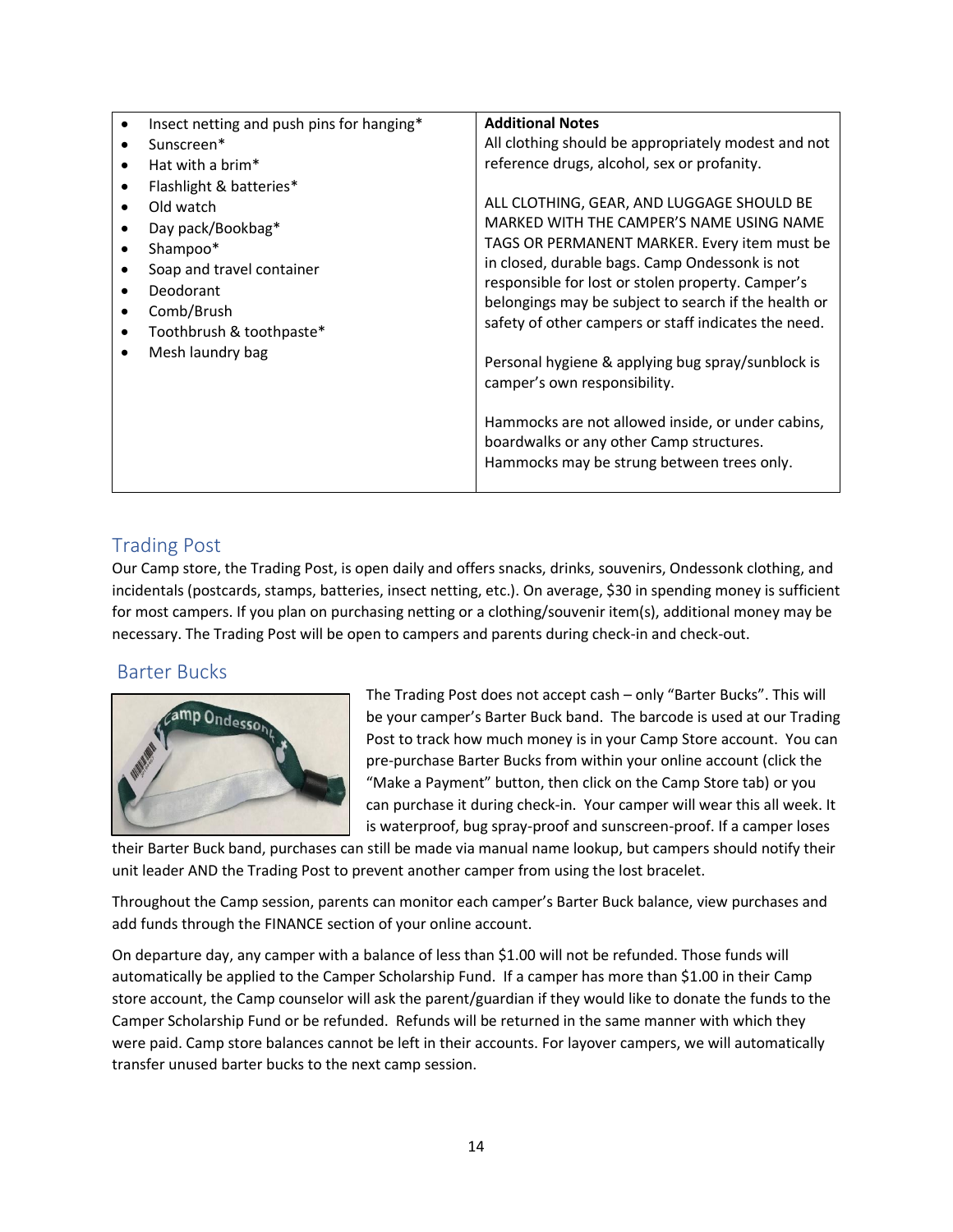| <ul><li>Insect netting and push pins for hanging*</li><li>Sunscreen*</li><li>Hat with a brim*</li><li>Flashlight & batteries*</li><li>Old watch</li><li>Day pack/Bookbag*</li><li>Shampoo*</li><li>Soap and travel container</li><li>Deodorant</li><li>Comb/Brush</li><li>Toothbrush & toothpaste*</li><li>Mesh laundry bag</li></ul> | **Additional Notes**<br>All clothing should be appropriately modest and not reference drugs, alcohol, sex or profanity.<br><br>ALL CLOTHING, GEAR, AND LUGGAGE SHOULD BE MARKED WITH THE CAMPER'S NAME USING NAME TAGS OR PERMANENT MARKER. Every item must be in closed, durable bags. Camp Ondessonk is not responsible for lost or stolen property. Camper's belongings may be subject to search if the health or safety of other campers or staff indicates the need.<br><br>Personal hygiene & applying bug spray/sunblock is camper's own responsibility.<br><br>Hammocks are not allowed inside, or under cabins, boardwalks or any other Camp structures. Hammocks may be strung between trees only. |
|---|---|

## Trading Post

Our Camp store, the Trading Post, is open daily and offers snacks, drinks, souvenirs, Ondessonk clothing, and incidentals (postcards, stamps, batteries, insect netting, etc.). On average, $30 in spending money is sufficient for most campers. If you plan on purchasing netting or a clothing/souvenir item(s), additional money may be necessary. The Trading Post will be open to campers and parents during check-in and check-out.

## Barter Bucks

The Trading Post does not accept cash – only "Barter Bucks". This will be your camper's Barter Buck band. The barcode is used at our Trading Post to track how much money is in your Camp Store account. You can pre-purchase Barter Bucks from within your online account (click the "Make a Payment" button, then click on the Camp Store tab) or you can purchase it during check-in. Your camper will wear this all week. It is waterproof, bug spray-proof and sunscreen-proof. If a camper loses their Barter Buck band, purchases can still be made via manual name lookup, but campers should notify their unit leader AND the Trading Post to prevent another camper from using the lost bracelet.

Throughout the Camp session, parents can monitor each camper's Barter Buck balance, view purchases and add funds through the FINANCE section of your online account.

On departure day, any camper with a balance of less than $1.00 will not be refunded. Those funds will automatically be applied to the Camper Scholarship Fund. If a camper has more than $1.00 in their Camp store account, the Camp counselor will ask the parent/guardian if they would like to donate the funds to the Camper Scholarship Fund or be refunded. Refunds will be returned in the same manner with which they were paid. Camp store balances cannot be left in their accounts. For layover campers, we will automatically transfer unused barter bucks to the next camp session.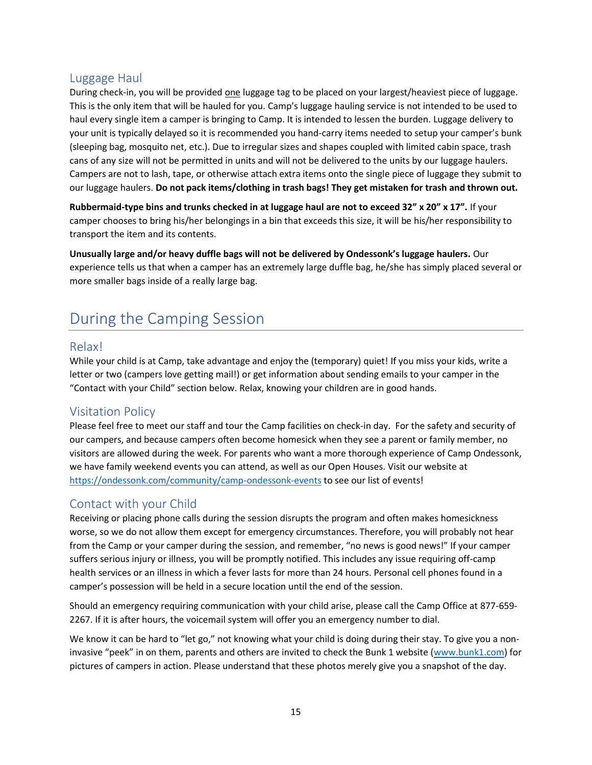### Luggage Haul

During check-in, you will be provided <u>one</u> luggage tag to be placed on your largest/heaviest piece of luggage. This is the only item that will be hauled for you. Camp's luggage hauling service is not intended to be used to haul every single item a camper is bringing to Camp. It is intended to lessen the burden. Luggage delivery to your unit is typically delayed so it is recommended you hand-carry items needed to setup your camper's bunk (sleeping bag, mosquito net, etc.). Due to irregular sizes and shapes coupled with limited cabin space, trash cans of any size will not be permitted in units and will not be delivered to the units by our luggage haulers. Campers are not to lash, tape, or otherwise attach extra items onto the single piece of luggage they submit to our luggage haulers. **Do not pack items/clothing in trash bags! They get mistaken for trash and thrown out.**

**Rubbermaid-type bins and trunks checked in at luggage haul are not to exceed 32" x 20" x 17".** If your camper chooses to bring his/her belongings in a bin that exceeds this size, it will be his/her responsibility to transport the item and its contents.

**Unusually large and/or heavy duffle bags will not be delivered by Ondessonk's luggage haulers.** Our experience tells us that when a camper has an extremely large duffle bag, he/she has simply placed several or more smaller bags inside of a really large bag.

## During the Camping Session

### Relax!

While your child is at Camp, take advantage and enjoy the (temporary) quiet! If you miss your kids, write a letter or two (campers love getting mail!) or get information about sending emails to your camper in the "Contact with your Child" section below. Relax, knowing your children are in good hands.

### Visitation Policy

Please feel free to meet our staff and tour the Camp facilities on check-in day. For the safety and security of our campers, and because campers often become homesick when they see a parent or family member, no visitors are allowed during the week. For parents who want a more thorough experience of Camp Ondessonk, we have family weekend events you can attend, as well as our Open Houses. Visit our website at https://ondessonk.com/community/camp-ondessonk-events to see our list of events!

### Contact with your Child

Receiving or placing phone calls during the session disrupts the program and often makes homesickness worse, so we do not allow them except for emergency circumstances. Therefore, you will probably not hear from the Camp or your camper during the session, and remember, "no news is good news!" If your camper suffers serious injury or illness, you will be promptly notified. This includes any issue requiring off-camp health services or an illness in which a fever lasts for more than 24 hours. Personal cell phones found in a camper's possession will be held in a secure location until the end of the session.

Should an emergency requiring communication with your child arise, please call the Camp Office at 877-659-2267. If it is after hours, the voicemail system will offer you an emergency number to dial.

We know it can be hard to "let go," not knowing what your child is doing during their stay. To give you a non-invasive "peek" in on them, parents and others are invited to check the Bunk 1 website (www.bunk1.com) for pictures of campers in action. Please understand that these photos merely give you a snapshot of the day.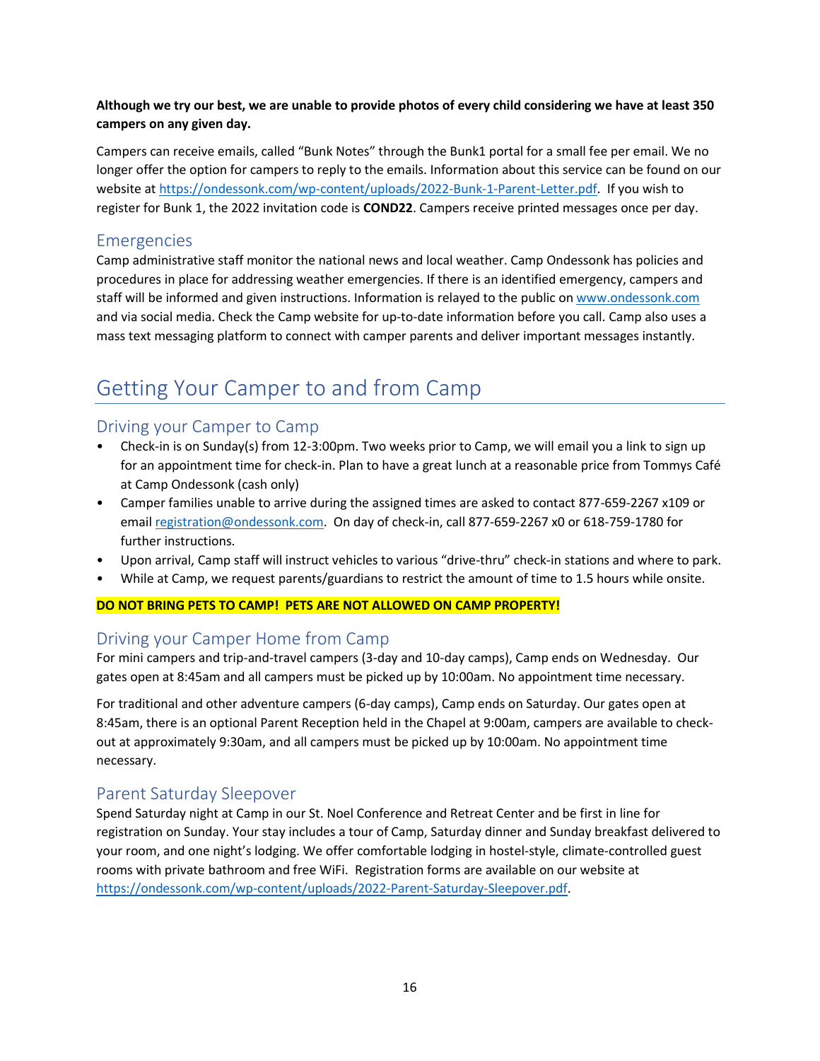**Although we try our best, we are unable to provide photos of every child considering we have at least 350 campers on any given day.**

Campers can receive emails, called "Bunk Notes" through the Bunk1 portal for a small fee per email. We no longer offer the option for campers to reply to the emails. Information about this service can be found on our website at https://ondessonk.com/wp-content/uploads/2022-Bunk-1-Parent-Letter.pdf. If you wish to register for Bunk 1, the 2022 invitation code is **COND22**. Campers receive printed messages once per day.

## Emergencies

Camp administrative staff monitor the national news and local weather. Camp Ondessonk has policies and procedures in place for addressing weather emergencies. If there is an identified emergency, campers and staff will be informed and given instructions. Information is relayed to the public on www.ondessonk.com and via social media. Check the Camp website for up-to-date information before you call. Camp also uses a mass text messaging platform to connect with camper parents and deliver important messages instantly.

# Getting Your Camper to and from Camp

## Driving your Camper to Camp

- Check-in is on Sunday(s) from 12-3:00pm. Two weeks prior to Camp, we will email you a link to sign up for an appointment time for check-in. Plan to have a great lunch at a reasonable price from Tommys Café at Camp Ondessonk (cash only)
- Camper families unable to arrive during the assigned times are asked to contact 877-659-2267 x109 or email registration@ondessonk.com. On day of check-in, call 877-659-2267 x0 or 618-759-1780 for further instructions.
- Upon arrival, Camp staff will instruct vehicles to various "drive-thru" check-in stations and where to park.
- While at Camp, we request parents/guardians to restrict the amount of time to 1.5 hours while onsite.

**DO NOT BRING PETS TO CAMP! PETS ARE NOT ALLOWED ON CAMP PROPERTY!**

## Driving your Camper Home from Camp

For mini campers and trip-and-travel campers (3-day and 10-day camps), Camp ends on Wednesday. Our gates open at 8:45am and all campers must be picked up by 10:00am. No appointment time necessary.

For traditional and other adventure campers (6-day camps), Camp ends on Saturday. Our gates open at 8:45am, there is an optional Parent Reception held in the Chapel at 9:00am, campers are available to check-out at approximately 9:30am, and all campers must be picked up by 10:00am. No appointment time necessary.

## Parent Saturday Sleepover

Spend Saturday night at Camp in our St. Noel Conference and Retreat Center and be first in line for registration on Sunday. Your stay includes a tour of Camp, Saturday dinner and Sunday breakfast delivered to your room, and one night's lodging. We offer comfortable lodging in hostel-style, climate-controlled guest rooms with private bathroom and free WiFi. Registration forms are available on our website at https://ondessonk.com/wp-content/uploads/2022-Parent-Saturday-Sleepover.pdf.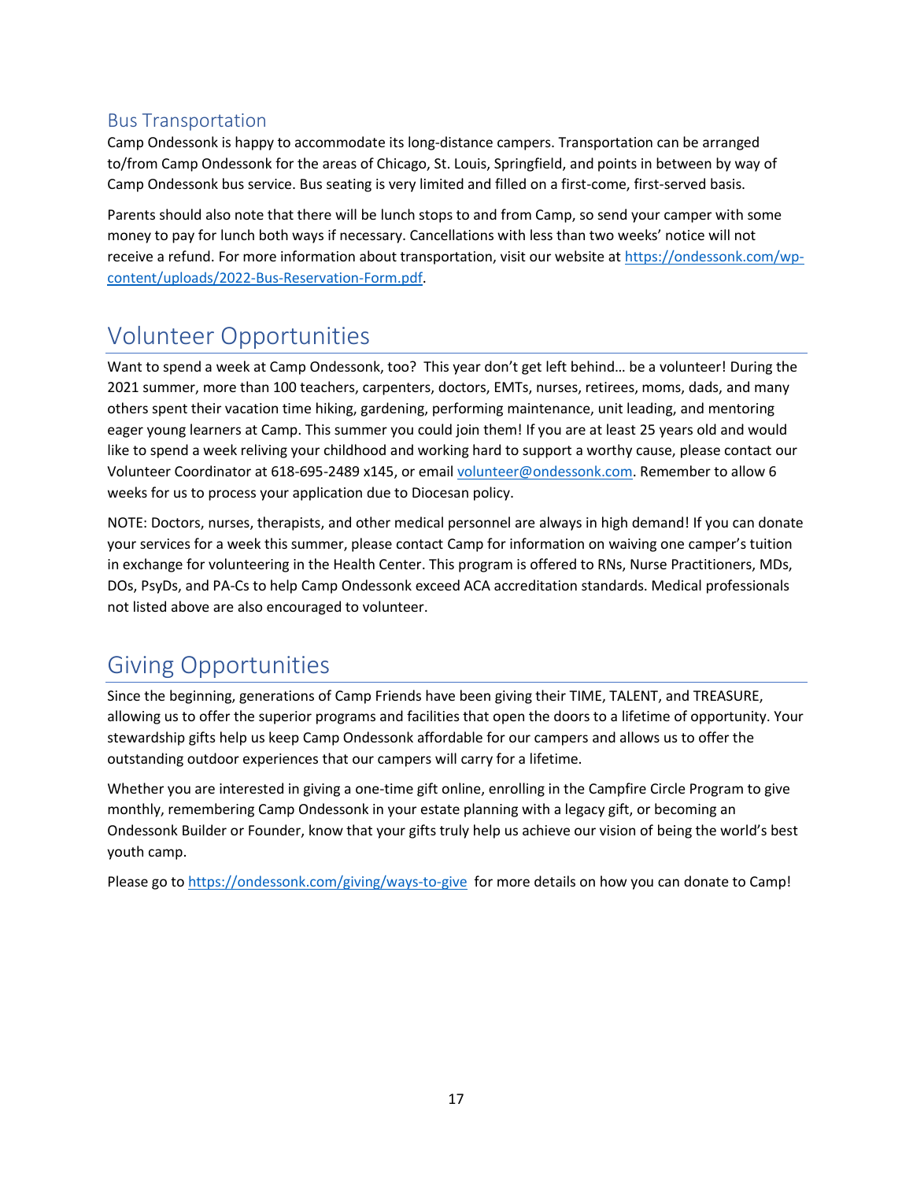### Bus Transportation

Camp Ondessonk is happy to accommodate its long-distance campers. Transportation can be arranged to/from Camp Ondessonk for the areas of Chicago, St. Louis, Springfield, and points in between by way of Camp Ondessonk bus service. Bus seating is very limited and filled on a first-come, first-served basis.

Parents should also note that there will be lunch stops to and from Camp, so send your camper with some money to pay for lunch both ways if necessary. Cancellations with less than two weeks' notice will not receive a refund. For more information about transportation, visit our website at https://ondessonk.com/wp-content/uploads/2022-Bus-Reservation-Form.pdf.

## Volunteer Opportunities

Want to spend a week at Camp Ondessonk, too? This year don't get left behind… be a volunteer! During the 2021 summer, more than 100 teachers, carpenters, doctors, EMTs, nurses, retirees, moms, dads, and many others spent their vacation time hiking, gardening, performing maintenance, unit leading, and mentoring eager young learners at Camp. This summer you could join them! If you are at least 25 years old and would like to spend a week reliving your childhood and working hard to support a worthy cause, please contact our Volunteer Coordinator at 618-695-2489 x145, or email volunteer@ondessonk.com. Remember to allow 6 weeks for us to process your application due to Diocesan policy.

NOTE: Doctors, nurses, therapists, and other medical personnel are always in high demand! If you can donate your services for a week this summer, please contact Camp for information on waiving one camper's tuition in exchange for volunteering in the Health Center. This program is offered to RNs, Nurse Practitioners, MDs, DOs, PsyDs, and PA-Cs to help Camp Ondessonk exceed ACA accreditation standards. Medical professionals not listed above are also encouraged to volunteer.

## Giving Opportunities

Since the beginning, generations of Camp Friends have been giving their TIME, TALENT, and TREASURE, allowing us to offer the superior programs and facilities that open the doors to a lifetime of opportunity. Your stewardship gifts help us keep Camp Ondessonk affordable for our campers and allows us to offer the outstanding outdoor experiences that our campers will carry for a lifetime.

Whether you are interested in giving a one-time gift online, enrolling in the Campfire Circle Program to give monthly, remembering Camp Ondessonk in your estate planning with a legacy gift, or becoming an Ondessonk Builder or Founder, know that your gifts truly help us achieve our vision of being the world's best youth camp.

Please go to https://ondessonk.com/giving/ways-to-give for more details on how you can donate to Camp!